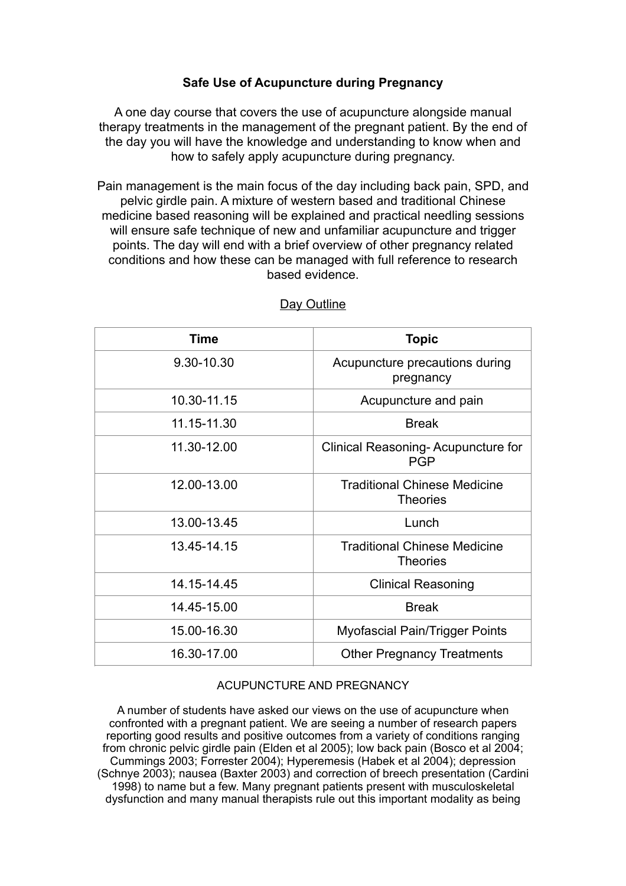# Safe Use of Acupuncture during Pregnancy

A one day course that covers the use of acupuncture alongside manual therapy treatments in the management of the pregnant patient. By the end of the day you will have the knowledge and understanding to know when and how to safely apply acupuncture during pregnancy.

Pain management is the main focus of the day including back pain, SPD, and pelvic girdle pain. A mixture of western based and traditional Chinese medicine based reasoning will be explained and practical needling sessions will ensure safe technique of new and unfamiliar acupuncture and trigger points. The day will end with a brief overview of other pregnancy related conditions and how these can be managed with full reference to research based evidence.

## Day Outline

| Time | Topic |
|---|---|
| 9.30-10.30 | Acupuncture precautions during pregnancy |
| 10.30-11.15 | Acupuncture and pain |
| 11.15-11.30 | Break |
| 11.30-12.00 | Clinical Reasoning- Acupuncture for PGP |
| 12.00-13.00 | Traditional Chinese Medicine Theories |
| 13.00-13.45 | Lunch |
| 13.45-14.15 | Traditional Chinese Medicine Theories |
| 14.15-14.45 | Clinical Reasoning |
| 14.45-15.00 | Break |
| 15.00-16.30 | Myofascial Pain/Trigger Points |
| 16.30-17.00 | Other Pregnancy Treatments |

## ACUPUNCTURE AND PREGNANCY

A number of students have asked our views on the use of acupuncture when confronted with a pregnant patient. We are seeing a number of research papers reporting good results and positive outcomes from a variety of conditions ranging from chronic pelvic girdle pain (Elden et al 2005); low back pain (Bosco et al 2004; Cummings 2003; Forrester 2004); Hyperemesis (Habek et al 2004); depression (Schnye 2003); nausea (Baxter 2003) and correction of breech presentation (Cardini 1998) to name but a few. Many pregnant patients present with musculoskeletal dysfunction and many manual therapists rule out this important modality as being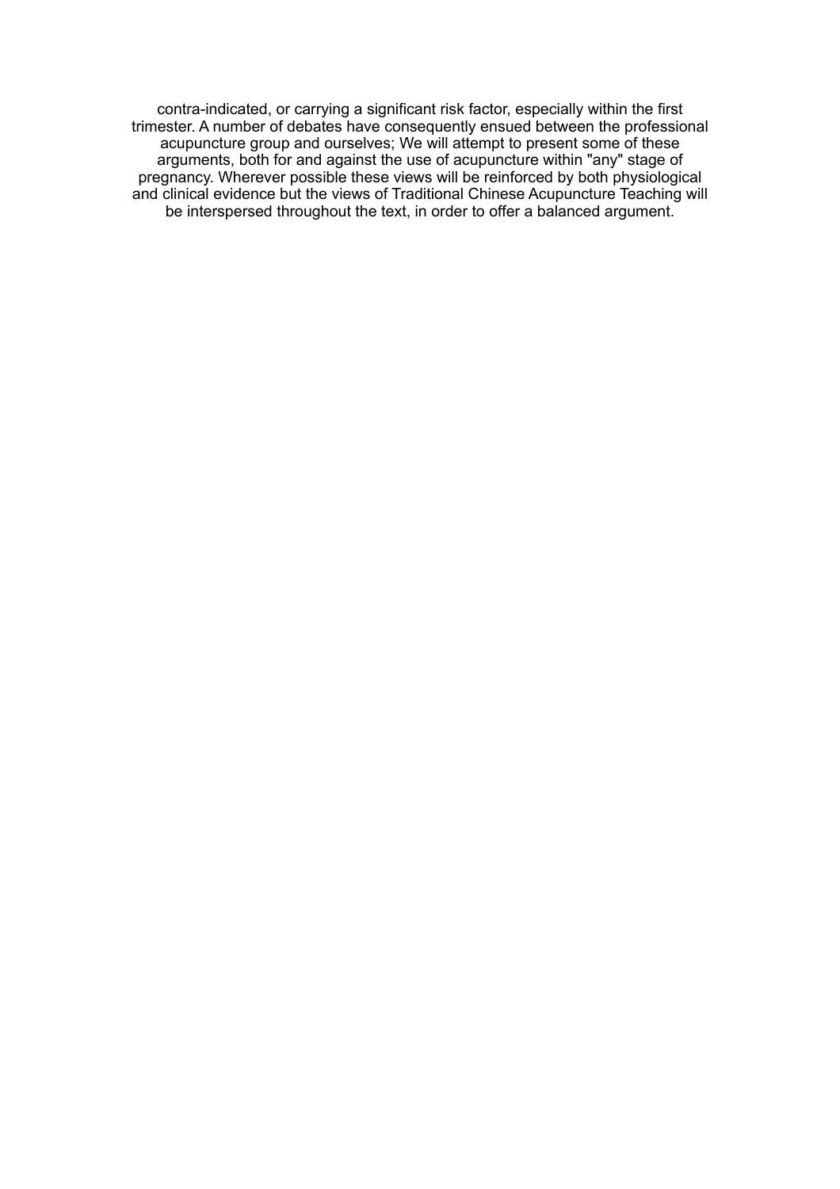contra-indicated, or carrying a significant risk factor, especially within the first trimester. A number of debates have consequently ensued between the professional acupuncture group and ourselves; We will attempt to present some of these arguments, both for and against the use of acupuncture within "any" stage of pregnancy. Wherever possible these views will be reinforced by both physiological and clinical evidence but the views of Traditional Chinese Acupuncture Teaching will be interspersed throughout the text, in order to offer a balanced argument.